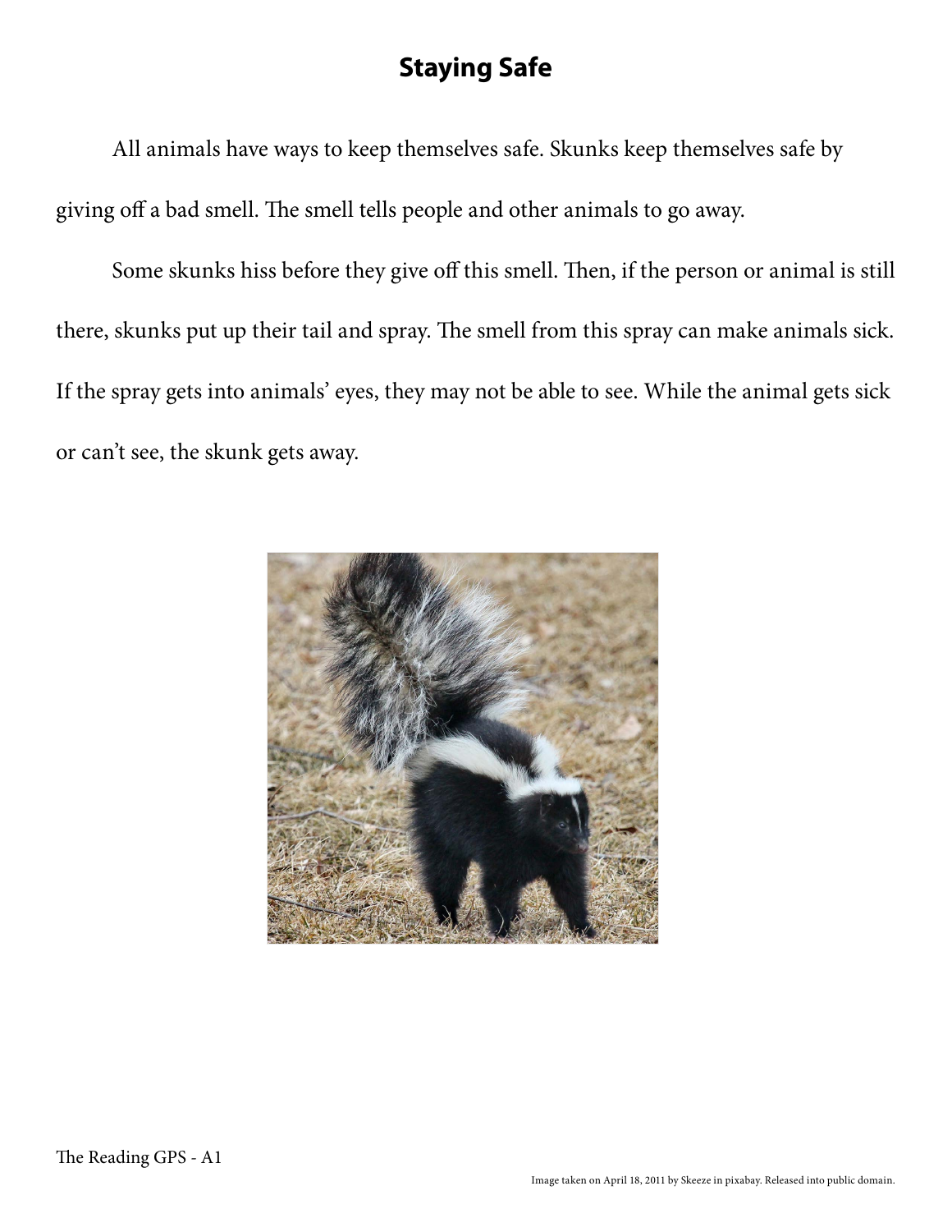# Staying Safe

All animals have ways to keep themselves safe. Skunks keep themselves safe by giving off a bad smell. The smell tells people and other animals to go away.

Some skunks hiss before they give off this smell. Then, if the person or animal is still there, skunks put up their tail and spray. The smell from this spray can make animals sick. If the spray gets into animals' eyes, they may not be able to see. While the animal gets sick or can't see, the skunk gets away.

Image taken on April 18, 2011 by Skeeze in pixabay. Released into public domain.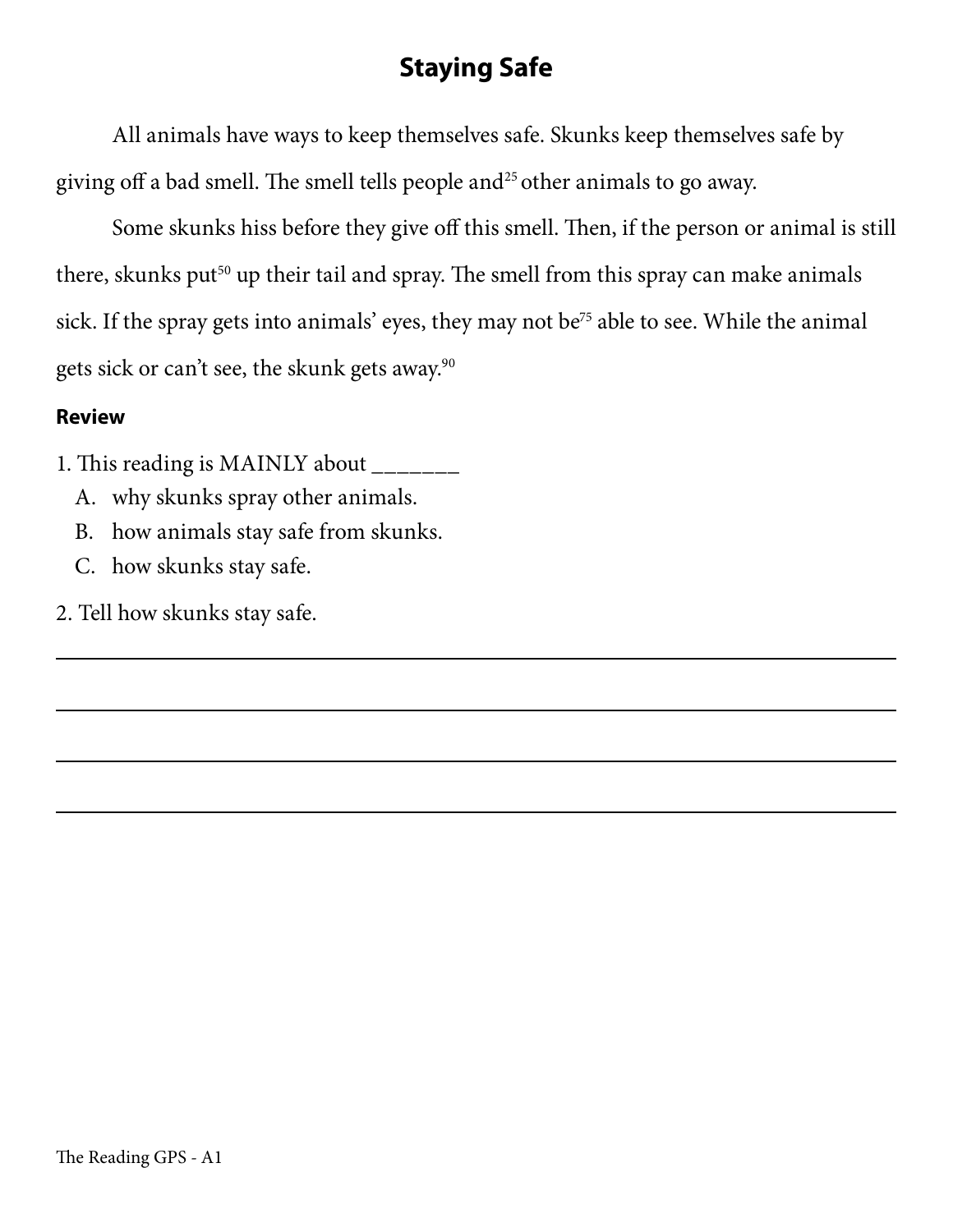# Staying Safe

All animals have ways to keep themselves safe. Skunks keep themselves safe by giving off a bad smell. The smell tells people and[25] other animals to go away.

Some skunks hiss before they give off this smell. Then, if the person or animal is still there, skunks put[50] up their tail and spray. The smell from this spray can make animals sick. If the spray gets into animals' eyes, they may not be[75] able to see. While the animal gets sick or can't see, the skunk gets away.[90]

**Review**

1. This reading is MAINLY about _______
   A. why skunks spray other animals.
   B. how animals stay safe from skunks.
   C. how skunks stay safe.

2. Tell how skunks stay safe.

______________________________________________________________________________

______________________________________________________________________________

______________________________________________________________________________

______________________________________________________________________________

The Reading GPS - A1